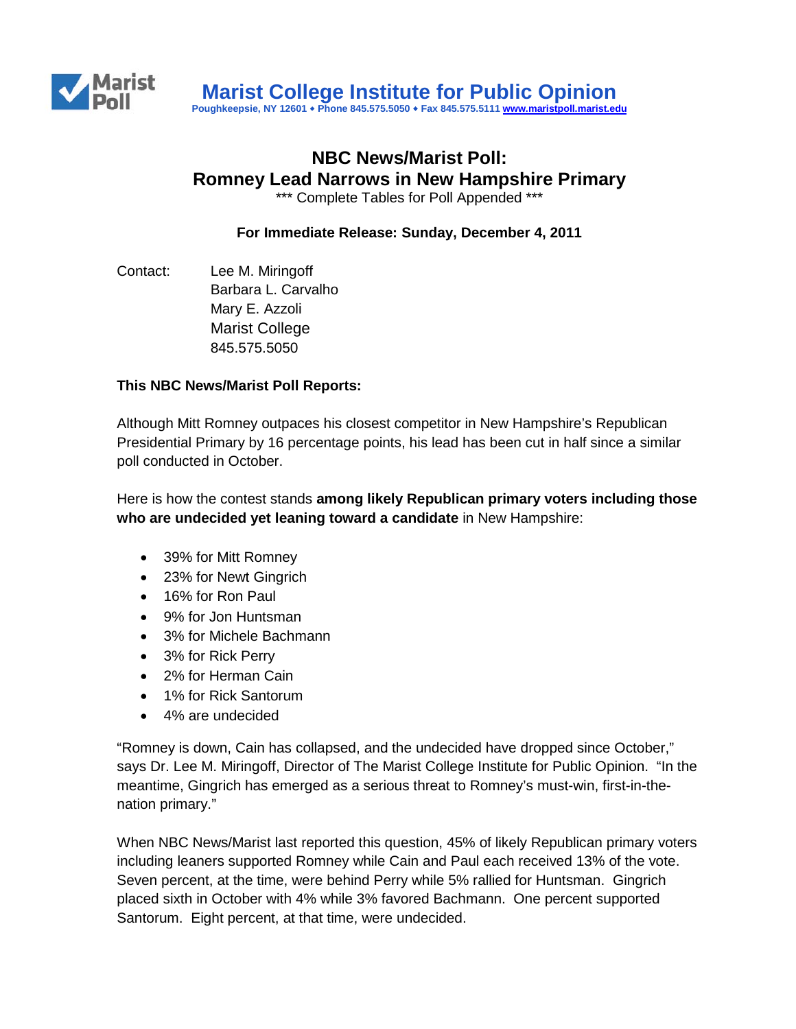# Marist College Institute for Public Opinion

Poughkeepsie, NY 12601 • Phone 845.575.5050 • Fax 845.575.5111 www.maristpoll.marist.edu

## NBC News/Marist Poll: Romney Lead Narrows in New Hampshire Primary

*** Complete Tables for Poll Appended ***

**For Immediate Release: Sunday, December 4, 2011**

Contact: Lee M. Miringoff
Barbara L. Carvalho
Mary E. Azzoli
Marist College
845.575.5050

**This NBC News/Marist Poll Reports:**

Although Mitt Romney outpaces his closest competitor in New Hampshire's Republican Presidential Primary by 16 percentage points, his lead has been cut in half since a similar poll conducted in October.

Here is how the contest stands **among likely Republican primary voters including those who are undecided yet leaning toward a candidate** in New Hampshire:

- 39% for Mitt Romney
- 23% for Newt Gingrich
- 16% for Ron Paul
- 9% for Jon Huntsman
- 3% for Michele Bachmann
- 3% for Rick Perry
- 2% for Herman Cain
- 1% for Rick Santorum
- 4% are undecided

"Romney is down, Cain has collapsed, and the undecided have dropped since October," says Dr. Lee M. Miringoff, Director of The Marist College Institute for Public Opinion. "In the meantime, Gingrich has emerged as a serious threat to Romney's must-win, first-in-the-nation primary."

When NBC News/Marist last reported this question, 45% of likely Republican primary voters including leaners supported Romney while Cain and Paul each received 13% of the vote. Seven percent, at the time, were behind Perry while 5% rallied for Huntsman. Gingrich placed sixth in October with 4% while 3% favored Bachmann. One percent supported Santorum. Eight percent, at that time, were undecided.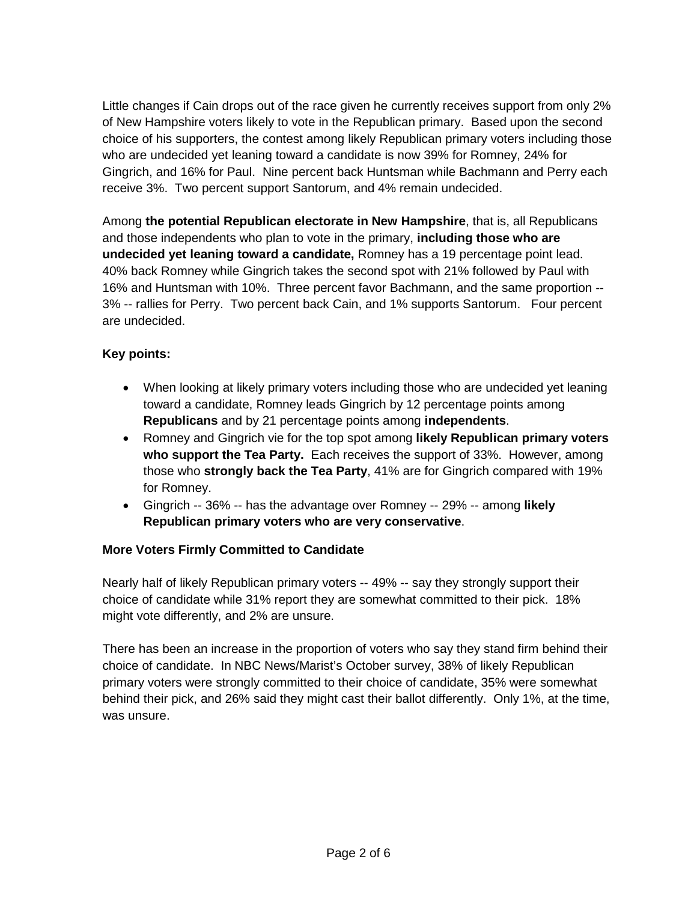Little changes if Cain drops out of the race given he currently receives support from only 2% of New Hampshire voters likely to vote in the Republican primary. Based upon the second choice of his supporters, the contest among likely Republican primary voters including those who are undecided yet leaning toward a candidate is now 39% for Romney, 24% for Gingrich, and 16% for Paul. Nine percent back Huntsman while Bachmann and Perry each receive 3%. Two percent support Santorum, and 4% remain undecided.

Among **the potential Republican electorate in New Hampshire**, that is, all Republicans and those independents who plan to vote in the primary, **including those who are undecided yet leaning toward a candidate,** Romney has a 19 percentage point lead. 40% back Romney while Gingrich takes the second spot with 21% followed by Paul with 16% and Huntsman with 10%. Three percent favor Bachmann, and the same proportion -- 3% -- rallies for Perry. Two percent back Cain, and 1% supports Santorum. Four percent are undecided.

**Key points:**

- When looking at likely primary voters including those who are undecided yet leaning toward a candidate, Romney leads Gingrich by 12 percentage points among **Republicans** and by 21 percentage points among **independents**.
- Romney and Gingrich vie for the top spot among **likely Republican primary voters who support the Tea Party.** Each receives the support of 33%. However, among those who **strongly back the Tea Party**, 41% are for Gingrich compared with 19% for Romney.
- Gingrich -- 36% -- has the advantage over Romney -- 29% -- among **likely Republican primary voters who are very conservative**.

**More Voters Firmly Committed to Candidate**

Nearly half of likely Republican primary voters -- 49% -- say they strongly support their choice of candidate while 31% report they are somewhat committed to their pick. 18% might vote differently, and 2% are unsure.

There has been an increase in the proportion of voters who say they stand firm behind their choice of candidate. In NBC News/Marist's October survey, 38% of likely Republican primary voters were strongly committed to their choice of candidate, 35% were somewhat behind their pick, and 26% said they might cast their ballot differently. Only 1%, at the time, was unsure.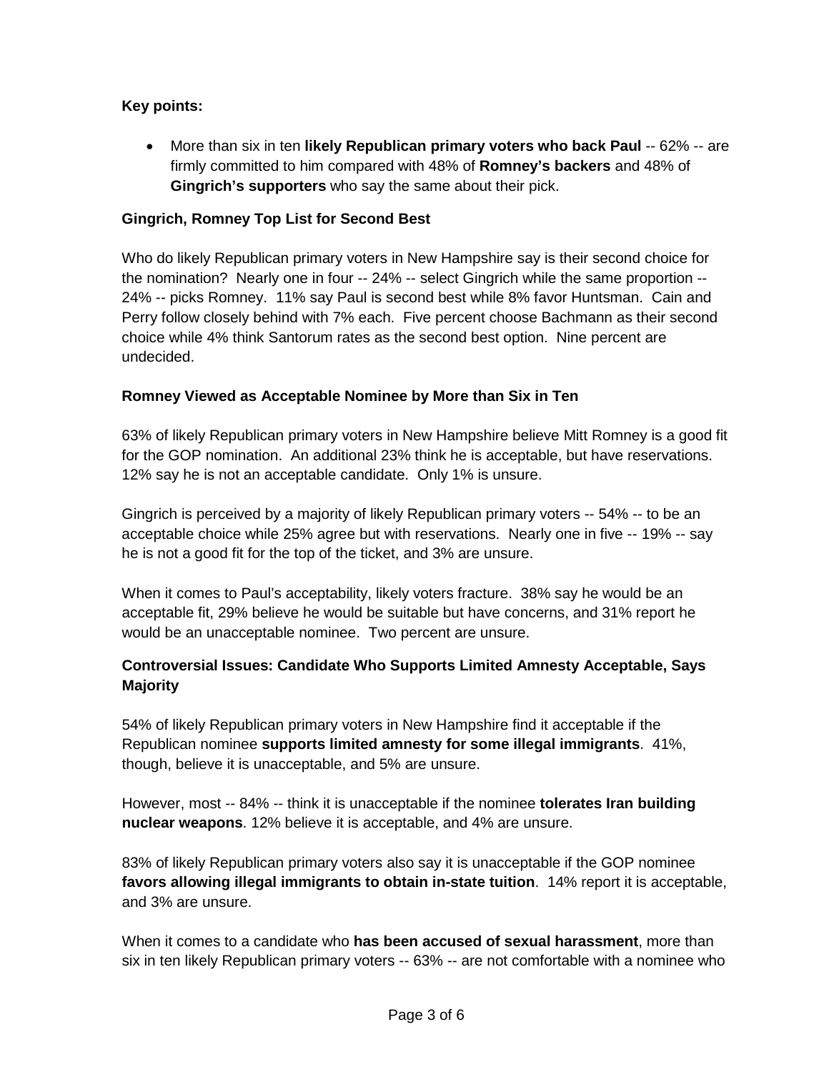**Key points:**

- More than six in ten **likely Republican primary voters who back Paul** -- 62% -- are firmly committed to him compared with 48% of **Romney's backers** and 48% of **Gingrich's supporters** who say the same about their pick.

### Gingrich, Romney Top List for Second Best

Who do likely Republican primary voters in New Hampshire say is their second choice for the nomination? Nearly one in four -- 24% -- select Gingrich while the same proportion -- 24% -- picks Romney. 11% say Paul is second best while 8% favor Huntsman. Cain and Perry follow closely behind with 7% each. Five percent choose Bachmann as their second choice while 4% think Santorum rates as the second best option. Nine percent are undecided.

### Romney Viewed as Acceptable Nominee by More than Six in Ten

63% of likely Republican primary voters in New Hampshire believe Mitt Romney is a good fit for the GOP nomination. An additional 23% think he is acceptable, but have reservations. 12% say he is not an acceptable candidate. Only 1% is unsure.

Gingrich is perceived by a majority of likely Republican primary voters -- 54% -- to be an acceptable choice while 25% agree but with reservations. Nearly one in five -- 19% -- say he is not a good fit for the top of the ticket, and 3% are unsure.

When it comes to Paul's acceptability, likely voters fracture. 38% say he would be an acceptable fit, 29% believe he would be suitable but have concerns, and 31% report he would be an unacceptable nominee. Two percent are unsure.

### Controversial Issues: Candidate Who Supports Limited Amnesty Acceptable, Says Majority

54% of likely Republican primary voters in New Hampshire find it acceptable if the Republican nominee **supports limited amnesty for some illegal immigrants**. 41%, though, believe it is unacceptable, and 5% are unsure.

However, most -- 84% -- think it is unacceptable if the nominee **tolerates Iran building nuclear weapons**. 12% believe it is acceptable, and 4% are unsure.

83% of likely Republican primary voters also say it is unacceptable if the GOP nominee **favors allowing illegal immigrants to obtain in-state tuition**. 14% report it is acceptable, and 3% are unsure.

When it comes to a candidate who **has been accused of sexual harassment**, more than six in ten likely Republican primary voters -- 63% -- are not comfortable with a nominee who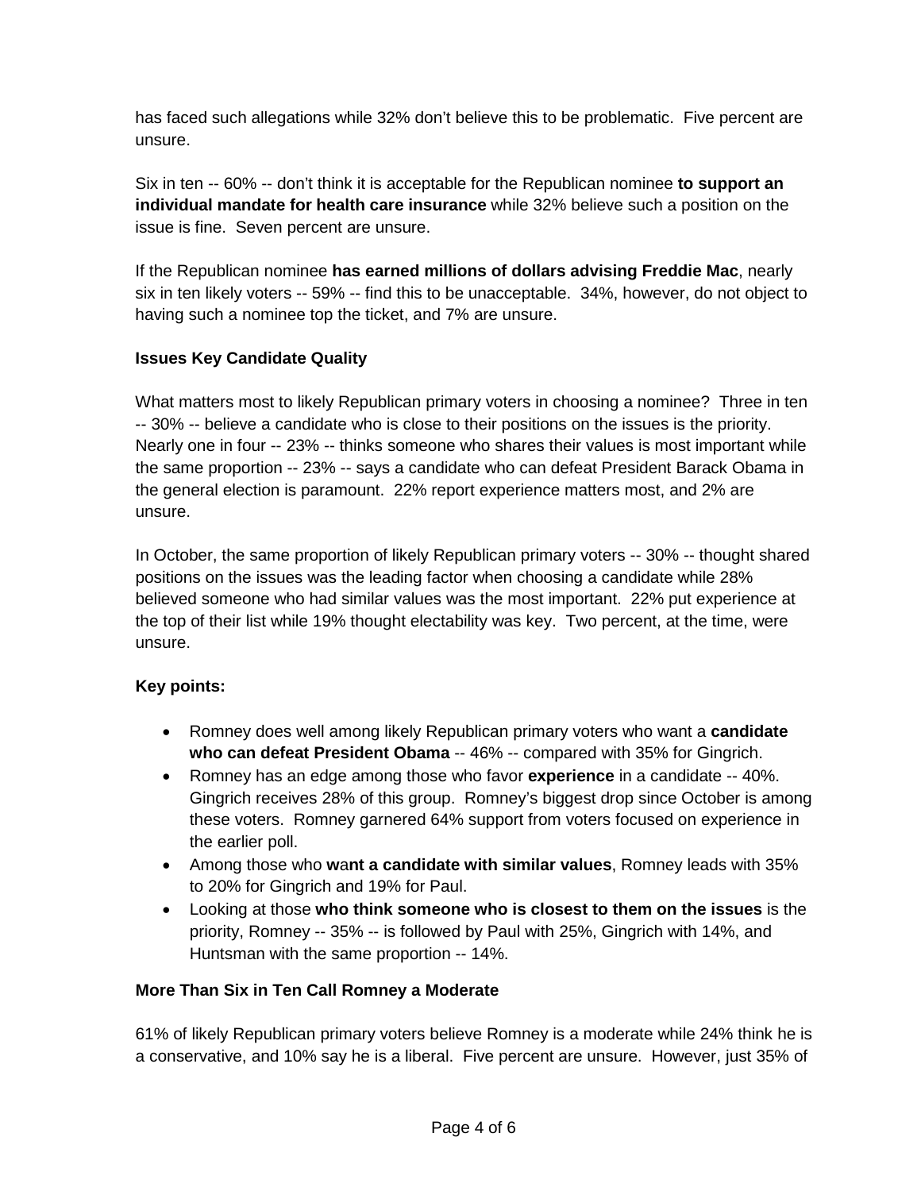has faced such allegations while 32% don't believe this to be problematic. Five percent are unsure.

Six in ten -- 60% -- don't think it is acceptable for the Republican nominee **to support an individual mandate for health care insurance** while 32% believe such a position on the issue is fine. Seven percent are unsure.

If the Republican nominee **has earned millions of dollars advising Freddie Mac**, nearly six in ten likely voters -- 59% -- find this to be unacceptable. 34%, however, do not object to having such a nominee top the ticket, and 7% are unsure.

**Issues Key Candidate Quality**

What matters most to likely Republican primary voters in choosing a nominee? Three in ten -- 30% -- believe a candidate who is close to their positions on the issues is the priority. Nearly one in four -- 23% -- thinks someone who shares their values is most important while the same proportion -- 23% -- says a candidate who can defeat President Barack Obama in the general election is paramount. 22% report experience matters most, and 2% are unsure.

In October, the same proportion of likely Republican primary voters -- 30% -- thought shared positions on the issues was the leading factor when choosing a candidate while 28% believed someone who had similar values was the most important. 22% put experience at the top of their list while 19% thought electability was key. Two percent, at the time, were unsure.

**Key points:**

- Romney does well among likely Republican primary voters who want a **candidate who can defeat President Obama** -- 46% -- compared with 35% for Gingrich.
- Romney has an edge among those who favor **experience** in a candidate -- 40%. Gingrich receives 28% of this group. Romney's biggest drop since October is among these voters. Romney garnered 64% support from voters focused on experience in the earlier poll.
- Among those who **want a candidate with similar values**, Romney leads with 35% to 20% for Gingrich and 19% for Paul.
- Looking at those **who think someone who is closest to them on the issues** is the priority, Romney -- 35% -- is followed by Paul with 25%, Gingrich with 14%, and Huntsman with the same proportion -- 14%.

**More Than Six in Ten Call Romney a Moderate**

61% of likely Republican primary voters believe Romney is a moderate while 24% think he is a conservative, and 10% say he is a liberal. Five percent are unsure. However, just 35% of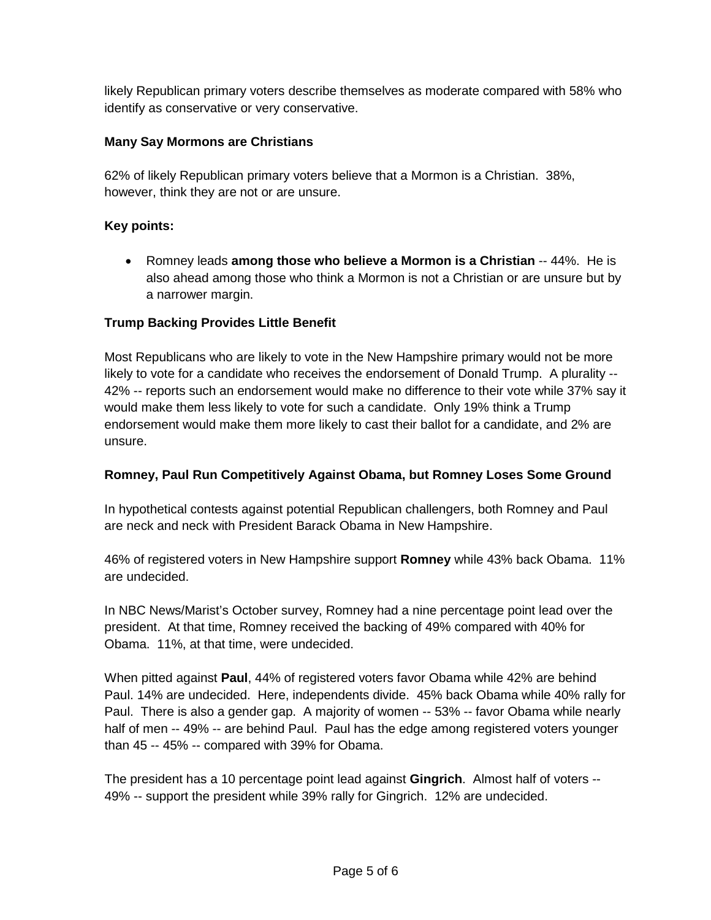likely Republican primary voters describe themselves as moderate compared with 58% who identify as conservative or very conservative.

**Many Say Mormons are Christians**

62% of likely Republican primary voters believe that a Mormon is a Christian. 38%, however, think they are not or are unsure.

**Key points:**

- Romney leads **among those who believe a Mormon is a Christian** -- 44%. He is also ahead among those who think a Mormon is not a Christian or are unsure but by a narrower margin.

**Trump Backing Provides Little Benefit**

Most Republicans who are likely to vote in the New Hampshire primary would not be more likely to vote for a candidate who receives the endorsement of Donald Trump. A plurality -- 42% -- reports such an endorsement would make no difference to their vote while 37% say it would make them less likely to vote for such a candidate. Only 19% think a Trump endorsement would make them more likely to cast their ballot for a candidate, and 2% are unsure.

**Romney, Paul Run Competitively Against Obama, but Romney Loses Some Ground**

In hypothetical contests against potential Republican challengers, both Romney and Paul are neck and neck with President Barack Obama in New Hampshire.

46% of registered voters in New Hampshire support **Romney** while 43% back Obama. 11% are undecided.

In NBC News/Marist's October survey, Romney had a nine percentage point lead over the president. At that time, Romney received the backing of 49% compared with 40% for Obama. 11%, at that time, were undecided.

When pitted against **Paul**, 44% of registered voters favor Obama while 42% are behind Paul. 14% are undecided. Here, independents divide. 45% back Obama while 40% rally for Paul. There is also a gender gap. A majority of women -- 53% -- favor Obama while nearly half of men -- 49% -- are behind Paul. Paul has the edge among registered voters younger than 45 -- 45% -- compared with 39% for Obama.

The president has a 10 percentage point lead against **Gingrich**. Almost half of voters -- 49% -- support the president while 39% rally for Gingrich. 12% are undecided.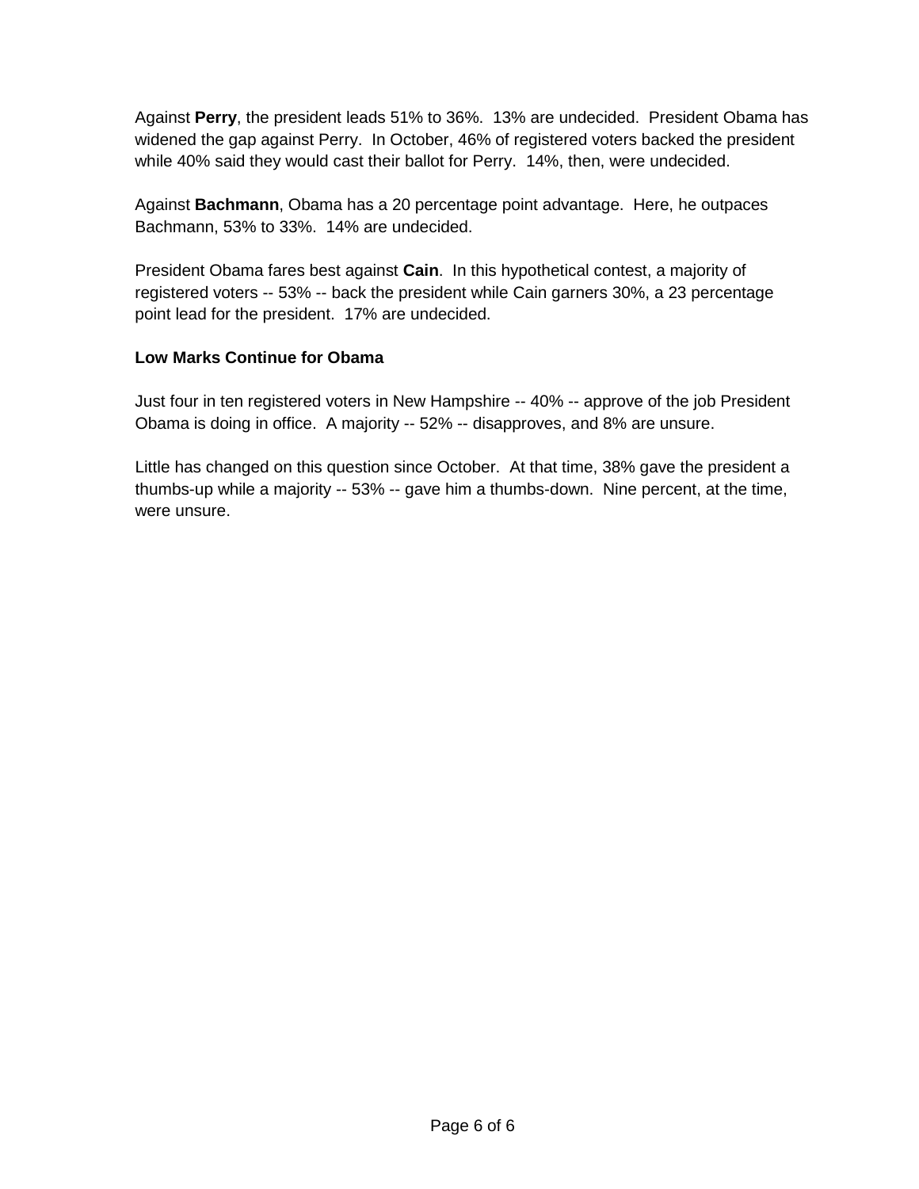Against **Perry**, the president leads 51% to 36%. 13% are undecided. President Obama has widened the gap against Perry. In October, 46% of registered voters backed the president while 40% said they would cast their ballot for Perry. 14%, then, were undecided.

Against **Bachmann**, Obama has a 20 percentage point advantage. Here, he outpaces Bachmann, 53% to 33%. 14% are undecided.

President Obama fares best against **Cain**. In this hypothetical contest, a majority of registered voters -- 53% -- back the president while Cain garners 30%, a 23 percentage point lead for the president. 17% are undecided.

**Low Marks Continue for Obama**

Just four in ten registered voters in New Hampshire -- 40% -- approve of the job President Obama is doing in office. A majority -- 52% -- disapproves, and 8% are unsure.

Little has changed on this question since October. At that time, 38% gave the president a thumbs-up while a majority -- 53% -- gave him a thumbs-down. Nine percent, at the time, were unsure.